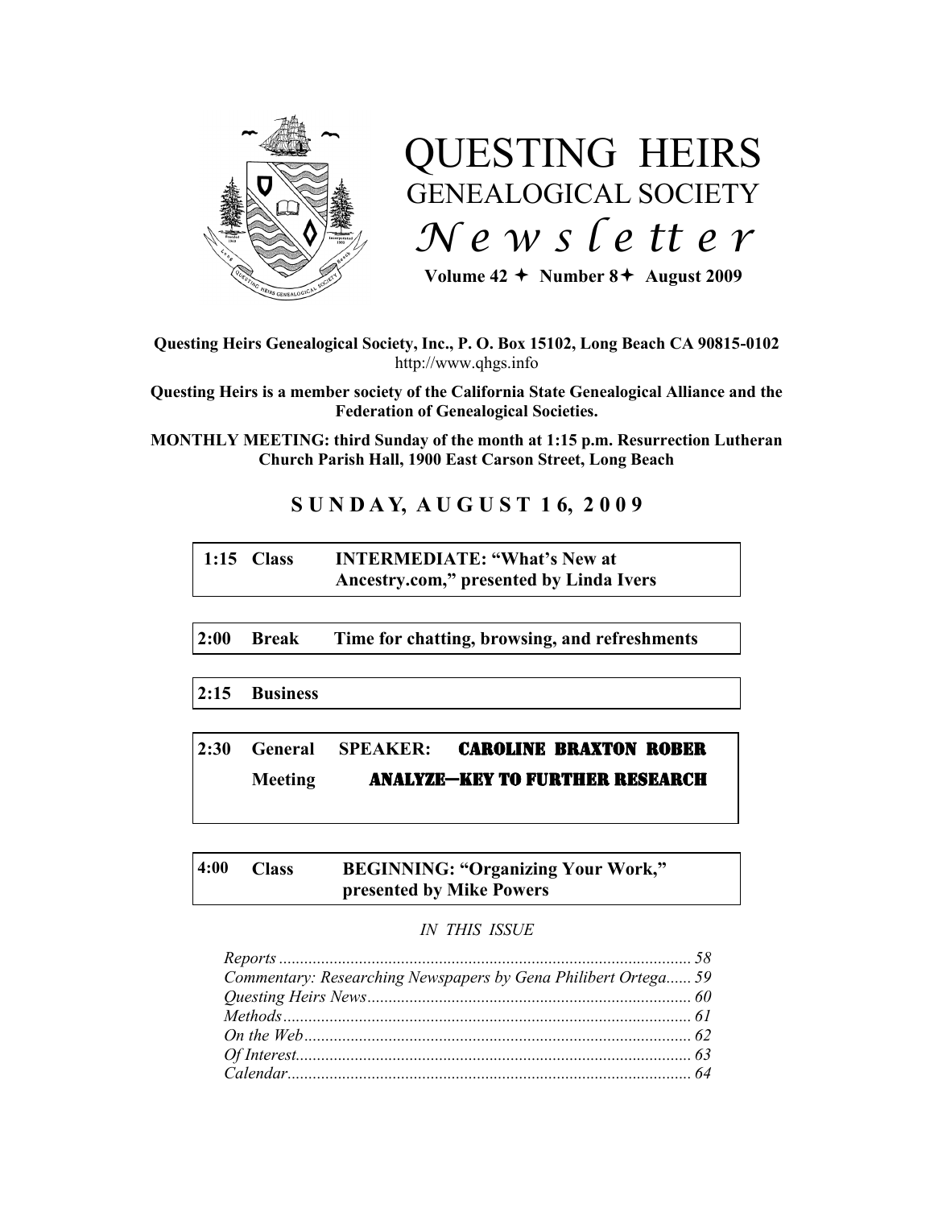# QUESTING HEIRS
## GENEALOGICAL SOCIETY
## *Newsletter*

**Volume 42 ✦ Number 8 ✦ August 2009**

**Questing Heirs Genealogical Society, Inc., P. O. Box 15102, Long Beach CA 90815-0102**
http://www.qhgs.info

**Questing Heirs is a member society of the California State Genealogical Alliance and the Federation of Genealogical Societies.**

**MONTHLY MEETING: third Sunday of the month at 1:15 p.m. Resurrection Lutheran Church Parish Hall, 1900 East Carson Street, Long Beach**

## SUNDAY, AUGUST 16, 2009

| | | |
|---|---|---|
| **1:15** | **Class** | **INTERMEDIATE: "What's New at Ancestry.com," presented by Linda Ivers** |
| **2:00** | **Break** | **Time for chatting, browsing, and refreshments** |
| **2:15** | **Business** | |
| **2:30** | **General Meeting** | **SPEAKER: CAROLINE BRAXTON ROBER** <br> **ANALYZE—KEY TO FURTHER RESEARCH** |
| **4:00** | **Class** | **BEGINNING: "Organizing Your Work," presented by Mike Powers** |

*IN THIS ISSUE*

*Reports* ........ 58
*Commentary: Researching Newspapers by Gena Philibert Ortega* ...... 59
*Questing Heirs News* ........ 60
*Methods* ........ 61
*On the Web* ........ 62
*Of Interest* ........ 63
*Calendar* ........ 64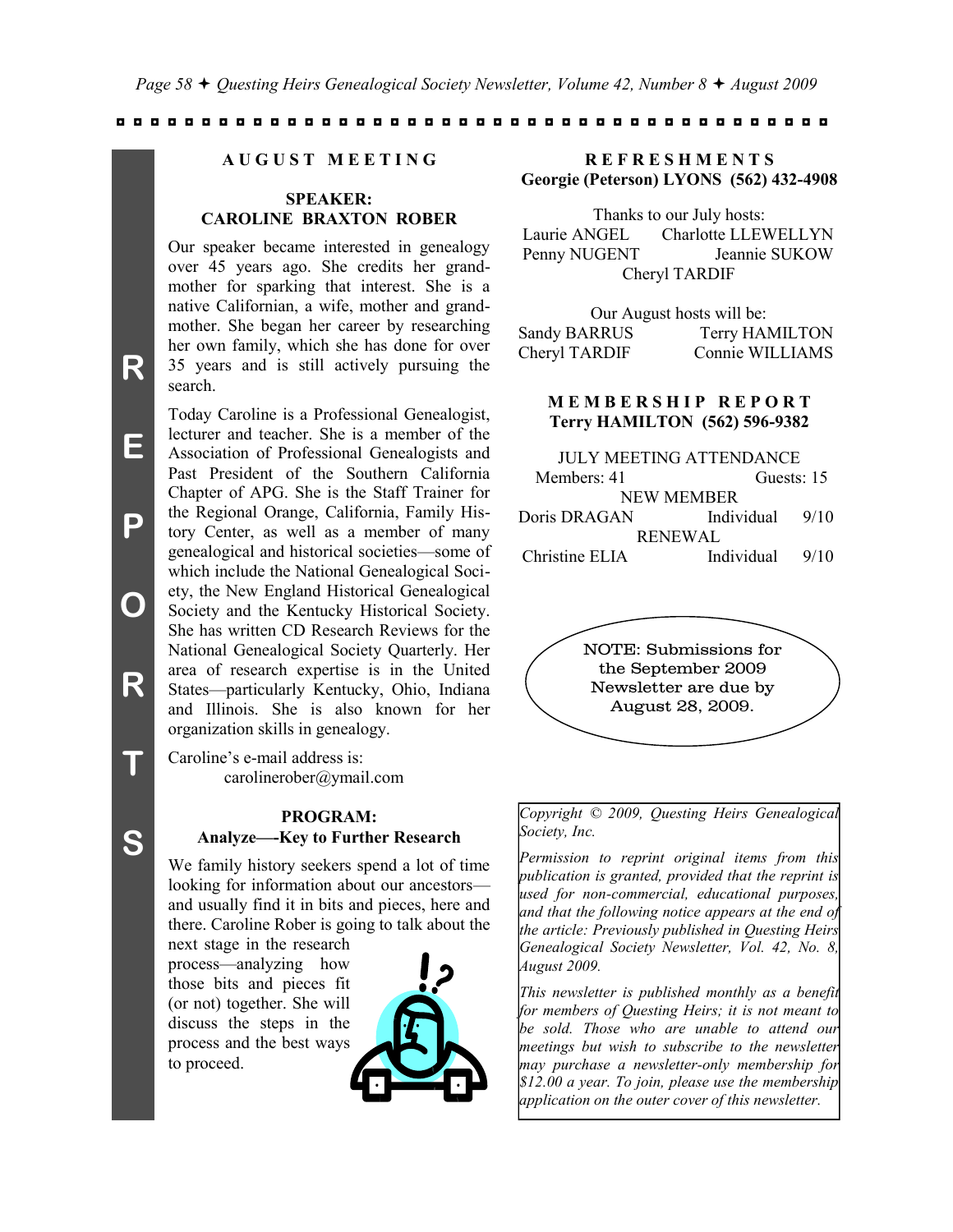## AUGUST MEETING

### SPEAKER: CAROLINE BRAXTON ROBER

Our speaker became interested in genealogy over 45 years ago. She credits her grandmother for sparking that interest. She is a native Californian, a wife, mother and grandmother. She began her career by researching her own family, which she has done for over 35 years and is still actively pursuing the search.

Today Caroline is a Professional Genealogist, lecturer and teacher. She is a member of the Association of Professional Genealogists and Past President of the Southern California Chapter of APG. She is the Staff Trainer for the Regional Orange, California, Family History Center, as well as a member of many genealogical and historical societies—some of which include the National Genealogical Society, the New England Historical Genealogical Society and the Kentucky Historical Society. She has written CD Research Reviews for the National Genealogical Society Quarterly. Her area of research expertise is in the United States—particularly Kentucky, Ohio, Indiana and Illinois. She is also known for her organization skills in genealogy.

Caroline's e-mail address is:
carolinerober@ymail.com

### PROGRAM: Analyze—-Key to Further Research

We family history seekers spend a lot of time looking for information about our ancestors—and usually find it in bits and pieces, here and there. Caroline Rober is going to talk about the next stage in the research process—analyzing how those bits and pieces fit (or not) together. She will discuss the steps in the process and the best ways to proceed.

## REFRESHMENTS
**Georgie (Peterson) LYONS (562) 432-4908**

Thanks to our July hosts:

Laurie ANGEL, Charlotte LLEWELLYN, Penny NUGENT, Jeannie SUKOW, Cheryl TARDIF

Our August hosts will be:

Sandy BARRUS, Terry HAMILTON, Cheryl TARDIF, Connie WILLIAMS

## MEMBERSHIP REPORT
**Terry HAMILTON (562) 596-9382**

JULY MEETING ATTENDANCE

Members: 41 Guests: 15

NEW MEMBER

| Doris DRAGAN | Individual | 9/10 |
|---|---|---|

RENEWAL

| Christine ELIA | Individual | 9/10 |
|---|---|---|

NOTE: Submissions for the September 2009 Newsletter are due by August 28, 2009.

*Copyright © 2009, Questing Heirs Genealogical Society, Inc.*

*Permission to reprint original items from this publication is granted, provided that the reprint is used for non-commercial, educational purposes, and that the following notice appears at the end of the article: Previously published in Questing Heirs Genealogical Society Newsletter, Vol. 42, No. 8, August 2009.*

*This newsletter is published monthly as a benefit for members of Questing Heirs; it is not meant to be sold. Those who are unable to attend our meetings but wish to subscribe to the newsletter may purchase a newsletter-only membership for $12.00 a year. To join, please use the membership application on the outer cover of this newsletter.*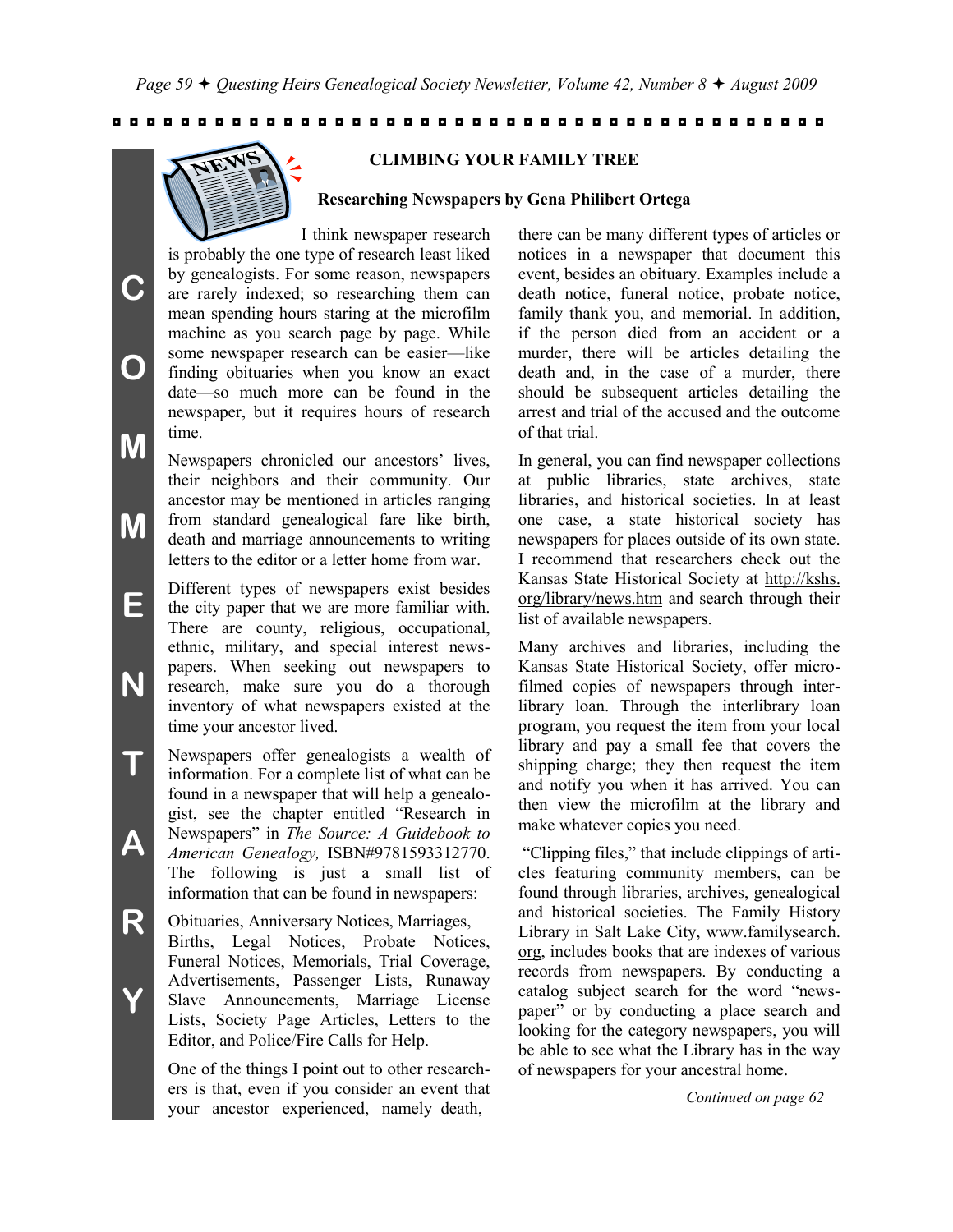## CLIMBING YOUR FAMILY TREE

### Researching Newspapers by Gena Philibert Ortega

I think newspaper research is probably the one type of research least liked by genealogists. For some reason, newspapers are rarely indexed; so researching them can mean spending hours staring at the microfilm machine as you search page by page. While some newspaper research can be easier—like finding obituaries when you know an exact date—so much more can be found in the newspaper, but it requires hours of research time.

Newspapers chronicled our ancestors' lives, their neighbors and their community. Our ancestor may be mentioned in articles ranging from standard genealogical fare like birth, death and marriage announcements to writing letters to the editor or a letter home from war.

Different types of newspapers exist besides the city paper that we are more familiar with. There are county, religious, occupational, ethnic, military, and special interest newspapers. When seeking out newspapers to research, make sure you do a thorough inventory of what newspapers existed at the time your ancestor lived.

Newspapers offer genealogists a wealth of information. For a complete list of what can be found in a newspaper that will help a genealogist, see the chapter entitled "Research in Newspapers" in *The Source: A Guidebook to American Genealogy,* ISBN#9781593312770. The following is just a small list of information that can be found in newspapers:

Obituaries, Anniversary Notices, Marriages, Births, Legal Notices, Probate Notices, Funeral Notices, Memorials, Trial Coverage, Advertisements, Passenger Lists, Runaway Slave Announcements, Marriage License Lists, Society Page Articles, Letters to the Editor, and Police/Fire Calls for Help.

One of the things I point out to other researchers is that, even if you consider an event that your ancestor experienced, namely death, there can be many different types of articles or notices in a newspaper that document this event, besides an obituary. Examples include a death notice, funeral notice, probate notice, family thank you, and memorial. In addition, if the person died from an accident or a murder, there will be articles detailing the death and, in the case of a murder, there should be subsequent articles detailing the arrest and trial of the accused and the outcome of that trial.

In general, you can find newspaper collections at public libraries, state archives, state libraries, and historical societies. In at least one case, a state historical society has newspapers for places outside of its own state. I recommend that researchers check out the Kansas State Historical Society at http://kshs.org/library/news.htm and search through their list of available newspapers.

Many archives and libraries, including the Kansas State Historical Society, offer microfilmed copies of newspapers through interlibrary loan. Through the interlibrary loan program, you request the item from your local library and pay a small fee that covers the shipping charge; they then request the item and notify you when it has arrived. You can then view the microfilm at the library and make whatever copies you need.

"Clipping files," that include clippings of articles featuring community members, can be found through libraries, archives, genealogical and historical societies. The Family History Library in Salt Lake City, www.familysearch.org, includes books that are indexes of various records from newspapers. By conducting a catalog subject search for the word "newspaper" or by conducting a place search and looking for the category newspapers, you will be able to see what the Library has in the way of newspapers for your ancestral home.

*Continued on page 62*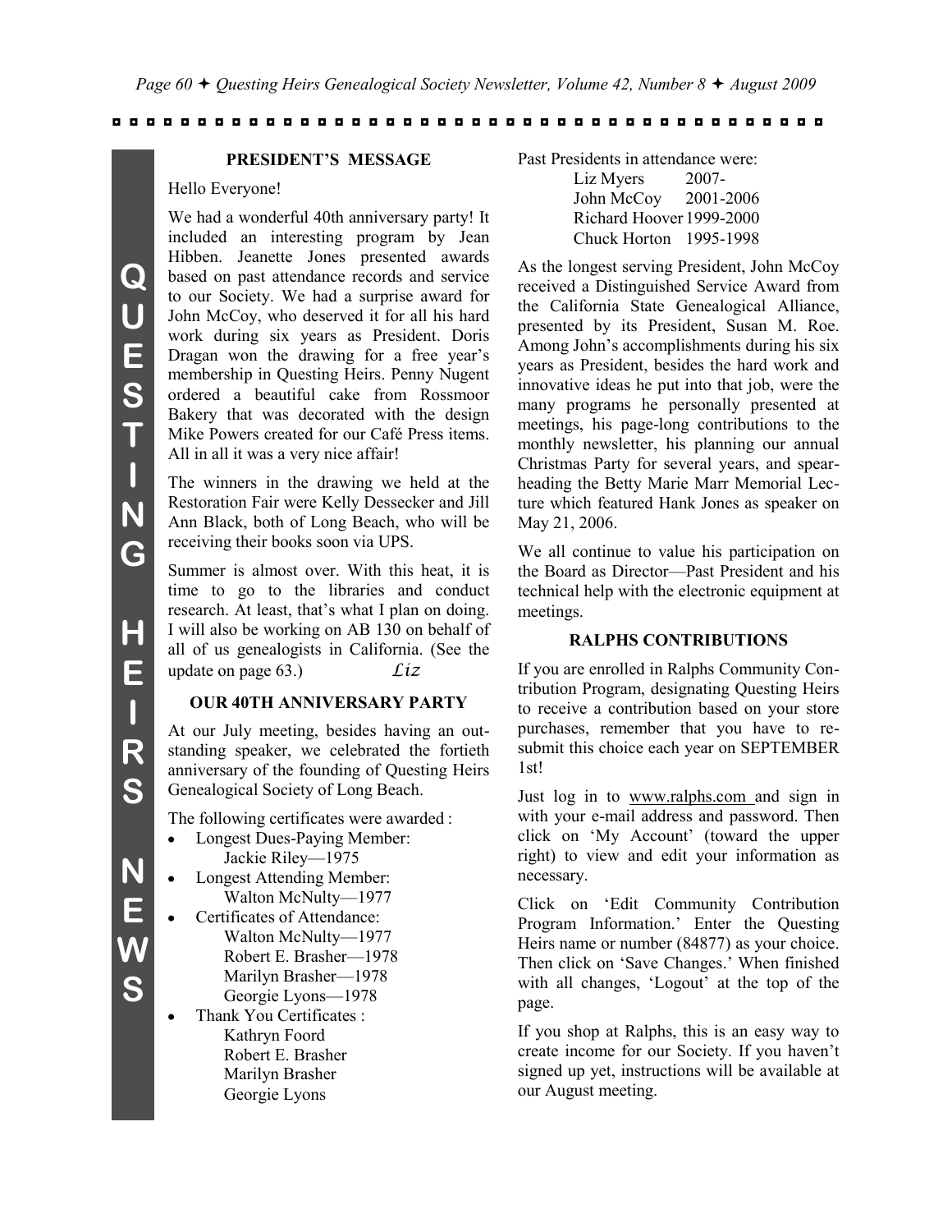## PRESIDENT'S MESSAGE

Hello Everyone!

We had a wonderful 40th anniversary party! It included an interesting program by Jean Hibben. Jeanette Jones presented awards based on past attendance records and service to our Society. We had a surprise award for John McCoy, who deserved it for all his hard work during six years as President. Doris Dragan won the drawing for a free year's membership in Questing Heirs. Penny Nugent ordered a beautiful cake from Rossmoor Bakery that was decorated with the design Mike Powers created for our Café Press items. All in all it was a very nice affair!

The winners in the drawing we held at the Restoration Fair were Kelly Dessecker and Jill Ann Black, both of Long Beach, who will be receiving their books soon via UPS.

Summer is almost over. With this heat, it is time to go to the libraries and conduct research. At least, that's what I plan on doing. I will also be working on AB 130 on behalf of all of us genealogists in California. (See the update on page 63.)

*Liz*

## OUR 40TH ANNIVERSARY PARTY

At our July meeting, besides having an outstanding speaker, we celebrated the fortieth anniversary of the founding of Questing Heirs Genealogical Society of Long Beach.

The following certificates were awarded :

- Longest Dues-Paying Member:
  Jackie Riley—1975
- Longest Attending Member:
  Walton McNulty—1977
- Certificates of Attendance:
  Walton McNulty—1977
  Robert E. Brasher—1978
  Marilyn Brasher—1978
  Georgie Lyons—1978
- Thank You Certificates :
  Kathryn Foord
  Robert E. Brasher
  Marilyn Brasher
  Georgie Lyons

Past Presidents in attendance were:

| | |
|---|---|
| Liz Myers | 2007- |
| John McCoy | 2001-2006 |
| Richard Hoover | 1999-2000 |
| Chuck Horton | 1995-1998 |

As the longest serving President, John McCoy received a Distinguished Service Award from the California State Genealogical Alliance, presented by its President, Susan M. Roe. Among John's accomplishments during his six years as President, besides the hard work and innovative ideas he put into that job, were the many programs he personally presented at meetings, his page-long contributions to the monthly newsletter, his planning our annual Christmas Party for several years, and spearheading the Betty Marie Marr Memorial Lecture which featured Hank Jones as speaker on May 21, 2006.

We all continue to value his participation on the Board as Director—Past President and his technical help with the electronic equipment at meetings.

## RALPHS CONTRIBUTIONS

If you are enrolled in Ralphs Community Contribution Program, designating Questing Heirs to receive a contribution based on your store purchases, remember that you have to resubmit this choice each year on SEPTEMBER 1st!

Just log in to www.ralphs.com and sign in with your e-mail address and password. Then click on 'My Account' (toward the upper right) to view and edit your information as necessary.

Click on 'Edit Community Contribution Program Information.' Enter the Questing Heirs name or number (84877) as your choice. Then click on 'Save Changes.' When finished with all changes, 'Logout' at the top of the page.

If you shop at Ralphs, this is an easy way to create income for our Society. If you haven't signed up yet, instructions will be available at our August meeting.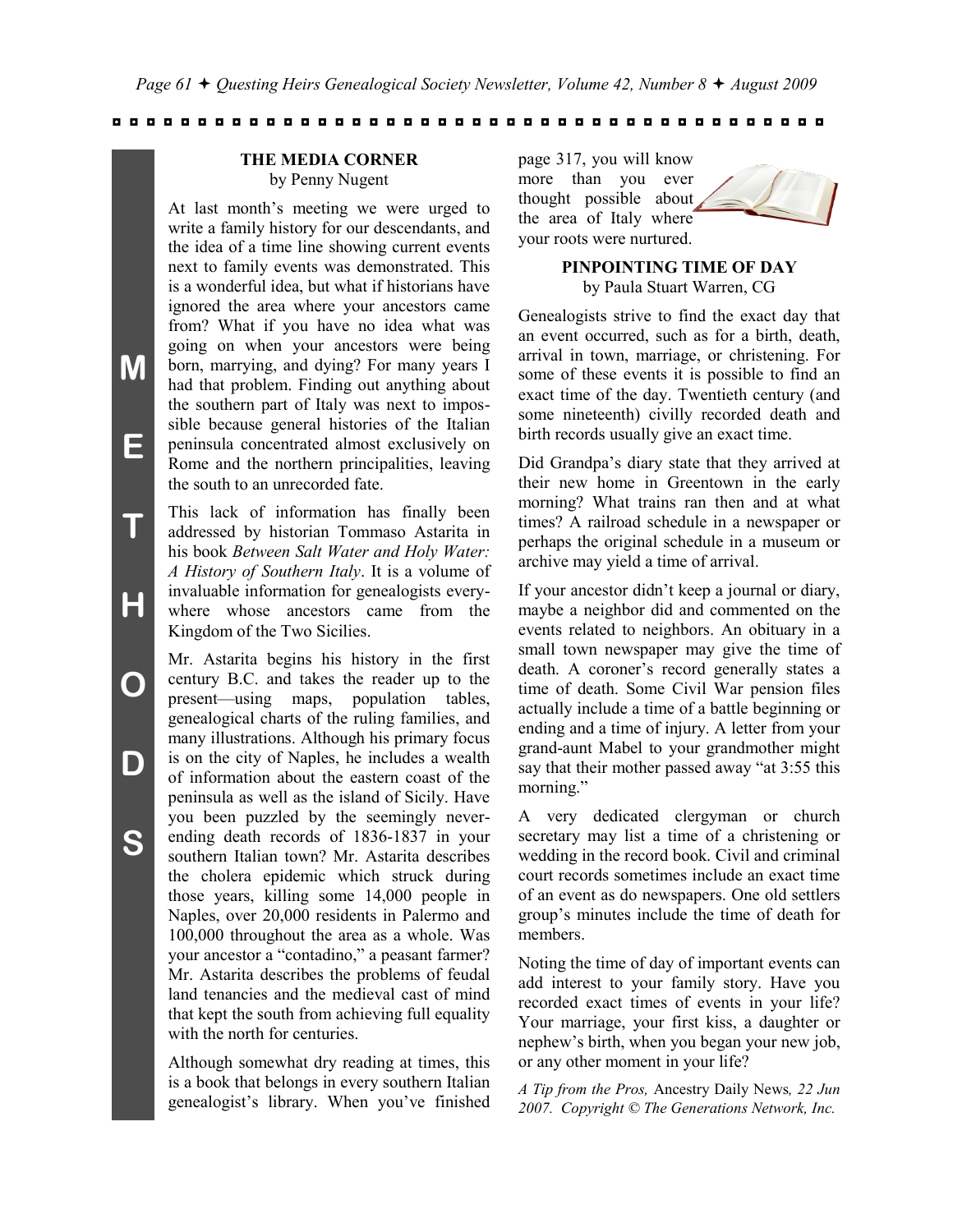## THE MEDIA CORNER

by Penny Nugent

At last month's meeting we were urged to write a family history for our descendants, and the idea of a time line showing current events next to family events was demonstrated. This is a wonderful idea, but what if historians have ignored the area where your ancestors came from? What if you have no idea what was going on when your ancestors were being born, marrying, and dying? For many years I had that problem. Finding out anything about the southern part of Italy was next to impossible because general histories of the Italian peninsula concentrated almost exclusively on Rome and the northern principalities, leaving the south to an unrecorded fate.

This lack of information has finally been addressed by historian Tommaso Astarita in his book *Between Salt Water and Holy Water: A History of Southern Italy*. It is a volume of invaluable information for genealogists everywhere whose ancestors came from the Kingdom of the Two Sicilies.

Mr. Astarita begins his history in the first century B.C. and takes the reader up to the present—using maps, population tables, genealogical charts of the ruling families, and many illustrations. Although his primary focus is on the city of Naples, he includes a wealth of information about the eastern coast of the peninsula as well as the island of Sicily. Have you been puzzled by the seemingly never-ending death records of 1836-1837 in your southern Italian town? Mr. Astarita describes the cholera epidemic which struck during those years, killing some 14,000 people in Naples, over 20,000 residents in Palermo and 100,000 throughout the area as a whole. Was your ancestor a "contadino," a peasant farmer? Mr. Astarita describes the problems of feudal land tenancies and the medieval cast of mind that kept the south from achieving full equality with the north for centuries.

Although somewhat dry reading at times, this is a book that belongs in every southern Italian genealogist's library. When you've finished page 317, you will know more than you ever thought possible about the area of Italy where your roots were nurtured.

## PINPOINTING TIME OF DAY

by Paula Stuart Warren, CG

Genealogists strive to find the exact day that an event occurred, such as for a birth, death, arrival in town, marriage, or christening. For some of these events it is possible to find an exact time of the day. Twentieth century (and some nineteenth) civilly recorded death and birth records usually give an exact time.

Did Grandpa's diary state that they arrived at their new home in Greentown in the early morning? What trains ran then and at what times? A railroad schedule in a newspaper or perhaps the original schedule in a museum or archive may yield a time of arrival.

If your ancestor didn't keep a journal or diary, maybe a neighbor did and commented on the events related to neighbors. An obituary in a small town newspaper may give the time of death. A coroner's record generally states a time of death. Some Civil War pension files actually include a time of a battle beginning or ending and a time of injury. A letter from your grand-aunt Mabel to your grandmother might say that their mother passed away "at 3:55 this morning."

A very dedicated clergyman or church secretary may list a time of a christening or wedding in the record book. Civil and criminal court records sometimes include an exact time of an event as do newspapers. One old settlers group's minutes include the time of death for members.

Noting the time of day of important events can add interest to your family story. Have you recorded exact times of events in your life? Your marriage, your first kiss, a daughter or nephew's birth, when you began your new job, or any other moment in your life?

*A Tip from the Pros,* Ancestry Daily News*, 22 Jun 2007. Copyright © The Generations Network, Inc.*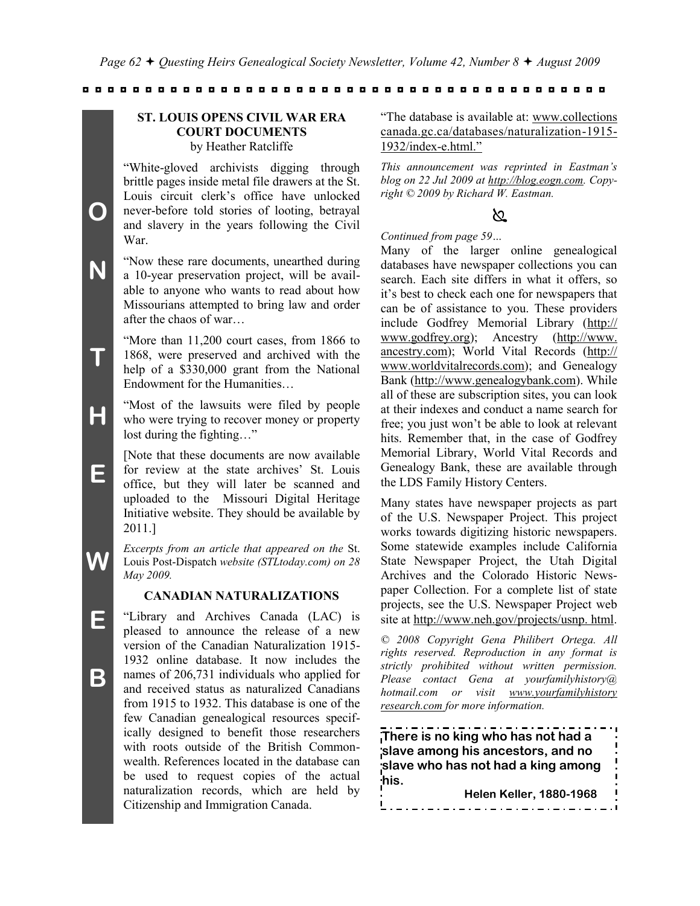## ST. LOUIS OPENS CIVIL WAR ERA COURT DOCUMENTS

by Heather Ratcliffe

"White-gloved archivists digging through brittle pages inside metal file drawers at the St. Louis circuit clerk's office have unlocked never-before told stories of looting, betrayal and slavery in the years following the Civil War.

"Now these rare documents, unearthed during a 10-year preservation project, will be available to anyone who wants to read about how Missourians attempted to bring law and order after the chaos of war…

"More than 11,200 court cases, from 1866 to 1868, were preserved and archived with the help of a $330,000 grant from the National Endowment for the Humanities…

"Most of the lawsuits were filed by people who were trying to recover money or property lost during the fighting…"

[Note that these documents are now available for review at the state archives' St. Louis office, but they will later be scanned and uploaded to the Missouri Digital Heritage Initiative website. They should be available by 2011.]

*Excerpts from an article that appeared on the* St. Louis Post-Dispatch *website (STLtoday.com) on 28 May 2009.*

## CANADIAN NATURALIZATIONS

"Library and Archives Canada (LAC) is pleased to announce the release of a new version of the Canadian Naturalization 1915-1932 online database. It now includes the names of 206,731 individuals who applied for and received status as naturalized Canadians from 1915 to 1932. This database is one of the few Canadian genealogical resources specifically designed to benefit those researchers with roots outside of the British Commonwealth. References located in the database can be used to request copies of the actual naturalization records, which are held by Citizenship and Immigration Canada.

"The database is available at: www.collectionscanada.gc.ca/databases/naturalization-1915-1932/index-e.html."

*This announcement was reprinted in Eastman's blog on 22 Jul 2009 at http://blog.eogn.com. Copyright © 2009 by Richard W. Eastman.*

*Continued from page 59…*

Many of the larger online genealogical databases have newspaper collections you can search. Each site differs in what it offers, so it's best to check each one for newspapers that can be of assistance to you. These providers include Godfrey Memorial Library (http://www.godfrey.org); Ancestry (http://www.ancestry.com); World Vital Records (http://www.worldvitalrecords.com); and Genealogy Bank (http://www.genealogybank.com). While all of these are subscription sites, you can look at their indexes and conduct a name search for free; you just won't be able to look at relevant hits. Remember that, in the case of Godfrey Memorial Library, World Vital Records and Genealogy Bank, these are available through the LDS Family History Centers.

Many states have newspaper projects as part of the U.S. Newspaper Project. This project works towards digitizing historic newspapers. Some statewide examples include California State Newspaper Project, the Utah Digital Archives and the Colorado Historic Newspaper Collection. For a complete list of state projects, see the U.S. Newspaper Project web site at http://www.neh.gov/projects/usnp.html.

*© 2008 Copyright Gena Philibert Ortega. All rights reserved. Reproduction in any format is strictly prohibited without written permission. Please contact Gena at yourfamilyhistory@hotmail.com or visit www.yourfamilyhistoryresearch.com for more information.*

**There is no king who has not had a slave among his ancestors, and no slave who has not had a king among his.**

**Helen Keller, 1880-1968**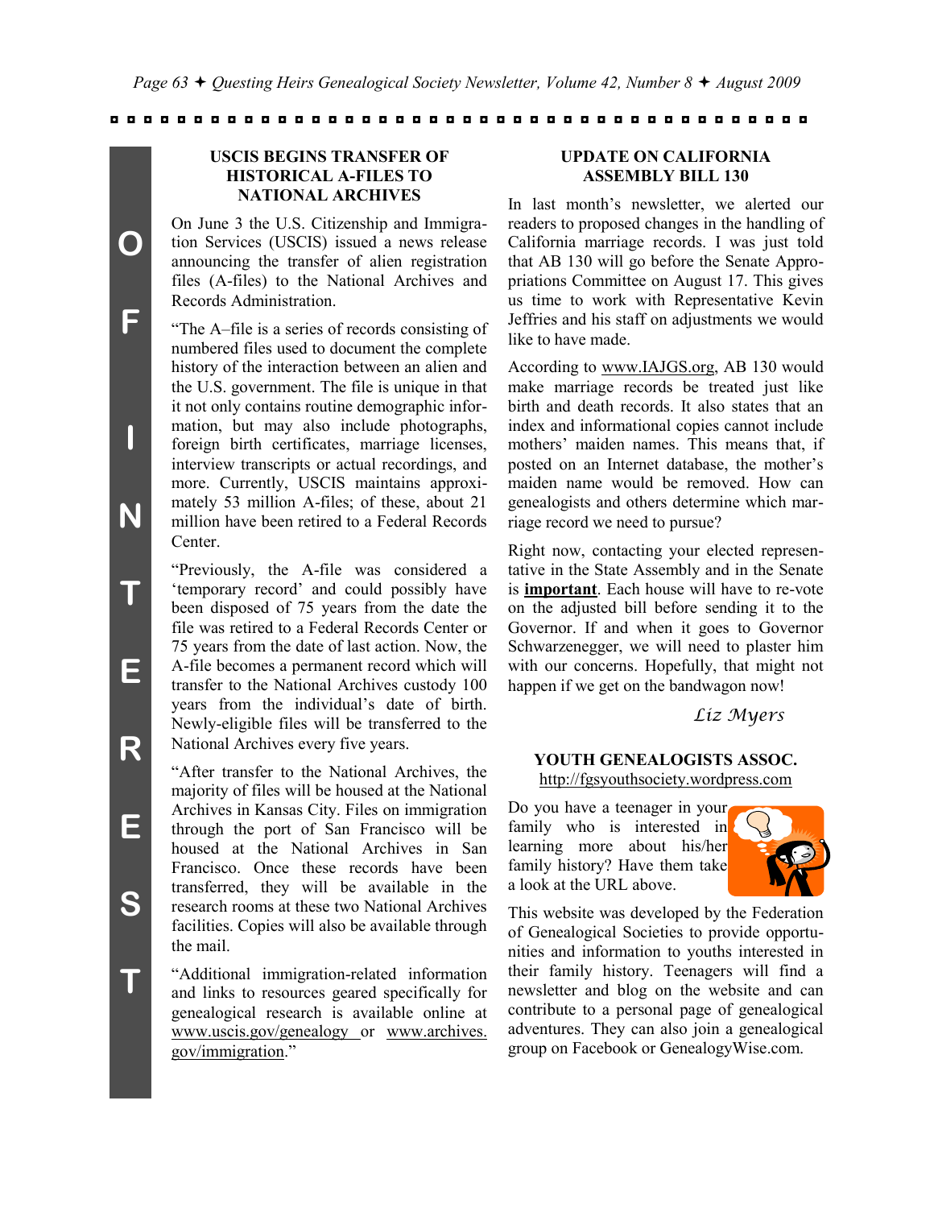OF INTEREST

## USCIS BEGINS TRANSFER OF HISTORICAL A-FILES TO NATIONAL ARCHIVES

On June 3 the U.S. Citizenship and Immigration Services (USCIS) issued a news release announcing the transfer of alien registration files (A-files) to the National Archives and Records Administration.

"The A–file is a series of records consisting of numbered files used to document the complete history of the interaction between an alien and the U.S. government. The file is unique in that it not only contains routine demographic information, but may also include photographs, foreign birth certificates, marriage licenses, interview transcripts or actual recordings, and more. Currently, USCIS maintains approximately 53 million A-files; of these, about 21 million have been retired to a Federal Records Center.

"Previously, the A-file was considered a 'temporary record' and could possibly have been disposed of 75 years from the date the file was retired to a Federal Records Center or 75 years from the date of last action. Now, the A-file becomes a permanent record which will transfer to the National Archives custody 100 years from the individual's date of birth. Newly-eligible files will be transferred to the National Archives every five years.

"After transfer to the National Archives, the majority of files will be housed at the National Archives in Kansas City. Files on immigration through the port of San Francisco will be housed at the National Archives in San Francisco. Once these records have been transferred, they will be available in the research rooms at these two National Archives facilities. Copies will also be available through the mail.

"Additional immigration-related information and links to resources geared specifically for genealogical research is available online at www.uscis.gov/genealogy or www.archives.gov/immigration."

## UPDATE ON CALIFORNIA ASSEMBLY BILL 130

In last month's newsletter, we alerted our readers to proposed changes in the handling of California marriage records. I was just told that AB 130 will go before the Senate Appropriations Committee on August 17. This gives us time to work with Representative Kevin Jeffries and his staff on adjustments we would like to have made.

According to www.IAJGS.org, AB 130 would make marriage records be treated just like birth and death records. It also states that an index and informational copies cannot include mothers' maiden names. This means that, if posted on an Internet database, the mother's maiden name would be removed. How can genealogists and others determine which marriage record we need to pursue?

Right now, contacting your elected representative in the State Assembly and in the Senate is **important**. Each house will have to re-vote on the adjusted bill before sending it to the Governor. If and when it goes to Governor Schwarzenegger, we will need to plaster him with our concerns. Hopefully, that might not happen if we get on the bandwagon now!

*Liz Myers*

## YOUTH GENEALOGISTS ASSOC.

http://fgsyouthsociety.wordpress.com

Do you have a teenager in your family who is interested in learning more about his/her family history? Have them take a look at the URL above.

This website was developed by the Federation of Genealogical Societies to provide opportunities and information to youths interested in their family history. Teenagers will find a newsletter and blog on the website and can contribute to a personal page of genealogical adventures. They can also join a genealogical group on Facebook or GenealogyWise.com.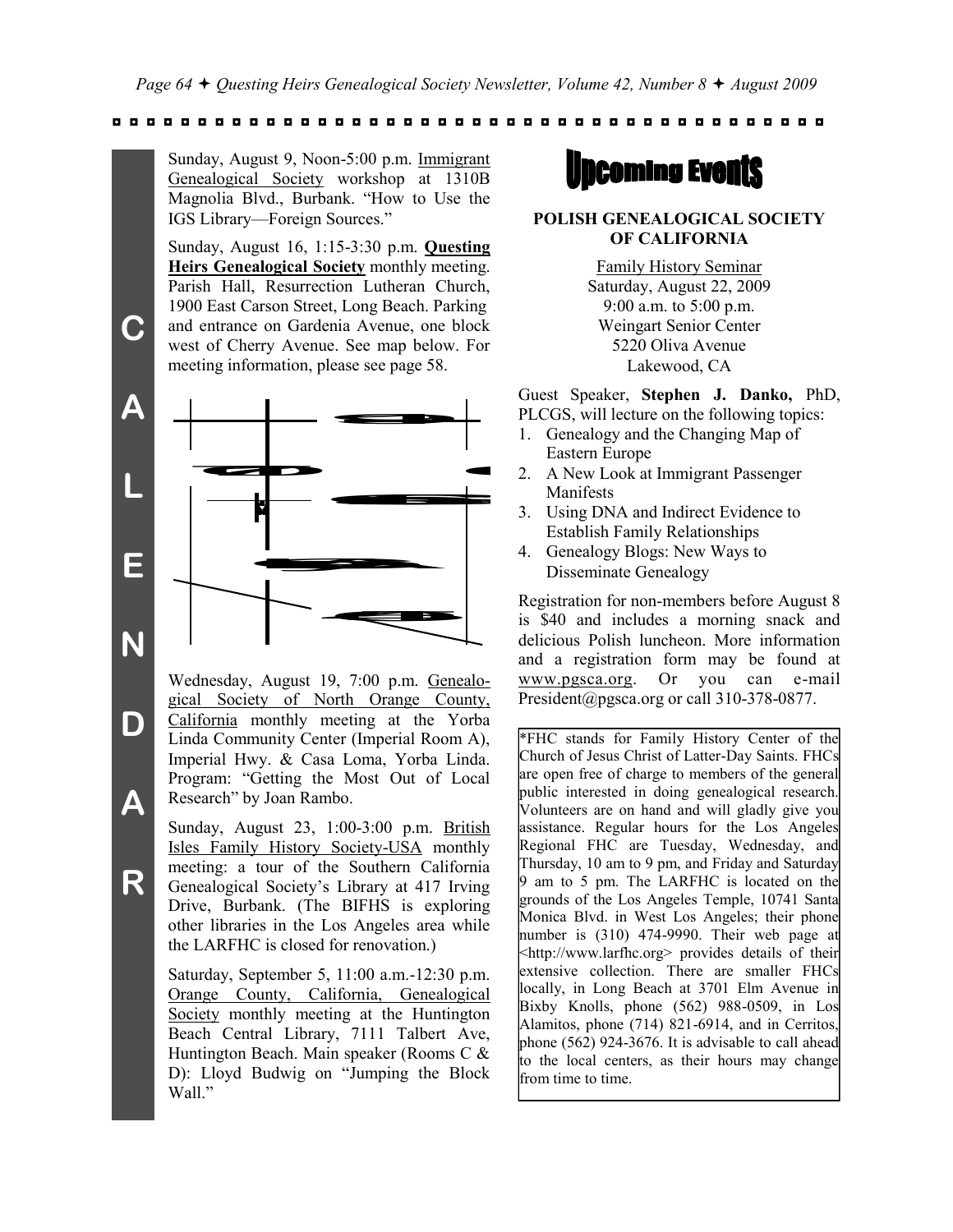C A L E N D A R

Sunday, August 9, Noon-5:00 p.m. Immigrant Genealogical Society workshop at 1310B Magnolia Blvd., Burbank. "How to Use the IGS Library—Foreign Sources."

Sunday, August 16, 1:15-3:30 p.m. **Questing Heirs Genealogical Society** monthly meeting. Parish Hall, Resurrection Lutheran Church, 1900 East Carson Street, Long Beach. Parking and entrance on Gardenia Avenue, one block west of Cherry Avenue. See map below. For meeting information, please see page 58.

Wednesday, August 19, 7:00 p.m. Genealogical Society of North Orange County, California monthly meeting at the Yorba Linda Community Center (Imperial Room A), Imperial Hwy. & Casa Loma, Yorba Linda. Program: "Getting the Most Out of Local Research" by Joan Rambo.

Sunday, August 23, 1:00-3:00 p.m. British Isles Family History Society-USA monthly meeting: a tour of the Southern California Genealogical Society's Library at 417 Irving Drive, Burbank. (The BIFHS is exploring other libraries in the Los Angeles area while the LARFHC is closed for renovation.)

Saturday, September 5, 11:00 a.m.-12:30 p.m. Orange County, California, Genealogical Society monthly meeting at the Huntington Beach Central Library, 7111 Talbert Ave, Huntington Beach. Main speaker (Rooms C & D): Lloyd Budwig on "Jumping the Block Wall."

# Upcoming Events

## POLISH GENEALOGICAL SOCIETY OF CALIFORNIA

Family History Seminar
Saturday, August 22, 2009
9:00 a.m. to 5:00 p.m.
Weingart Senior Center
5220 Oliva Avenue
Lakewood, CA

Guest Speaker, **Stephen J. Danko,** PhD, PLCGS, will lecture on the following topics:

1. Genealogy and the Changing Map of Eastern Europe
2. A New Look at Immigrant Passenger Manifests
3. Using DNA and Indirect Evidence to Establish Family Relationships
4. Genealogy Blogs: New Ways to Disseminate Genealogy

Registration for non-members before August 8 is $40 and includes a morning snack and delicious Polish luncheon. More information and a registration form may be found at www.pgsca.org. Or you can e-mail President@pgsca.org or call 310-378-0877.

*FHC stands for Family History Center of the Church of Jesus Christ of Latter-Day Saints. FHCs are open free of charge to members of the general public interested in doing genealogical research. Volunteers are on hand and will gladly give you assistance. Regular hours for the Los Angeles Regional FHC are Tuesday, Wednesday, and Thursday, 10 am to 9 pm, and Friday and Saturday 9 am to 5 pm. The LARFHC is located on the grounds of the Los Angeles Temple, 10741 Santa Monica Blvd. in West Los Angeles; their phone number is (310) 474-9990. Their web page at <http://www.larfhc.org> provides details of their extensive collection. There are smaller FHCs locally, in Long Beach at 3701 Elm Avenue in Bixby Knolls, phone (562) 988-0509, in Los Alamitos, phone (714) 821-6914, and in Cerritos, phone (562) 924-3676. It is advisable to call ahead to the local centers, as their hours may change from time to time.